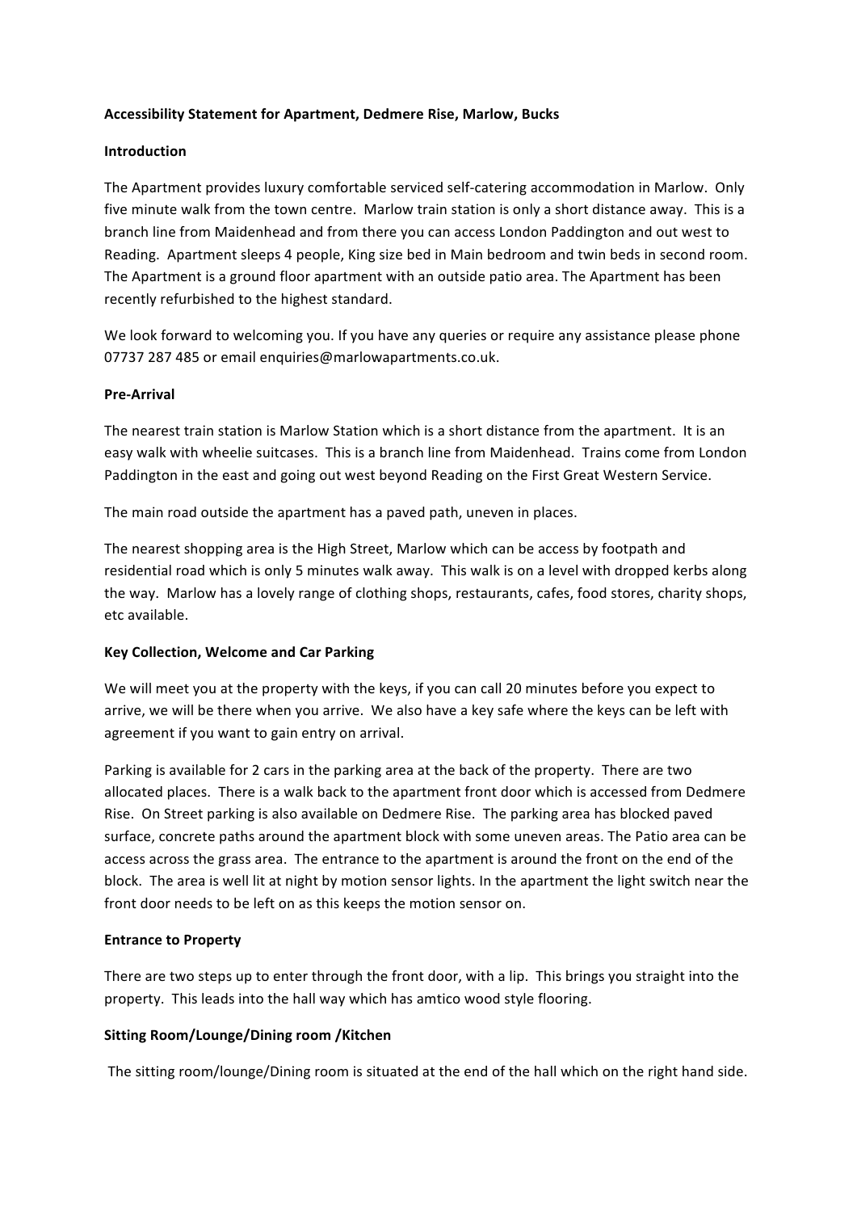**Accessibility Statement for Apartment, Dedmere Rise, Marlow, Bucks**

**Introduction**

The Apartment provides luxury comfortable serviced self-catering accommodation in Marlow. Only five minute walk from the town centre. Marlow train station is only a short distance away. This is a branch line from Maidenhead and from there you can access London Paddington and out west to Reading. Apartment sleeps 4 people, King size bed in Main bedroom and twin beds in second room. The Apartment is a ground floor apartment with an outside patio area. The Apartment has been recently refurbished to the highest standard.

We look forward to welcoming you. If you have any queries or require any assistance please phone 07737 287 485 or email enquiries@marlowapartments.co.uk.

**Pre-Arrival**

The nearest train station is Marlow Station which is a short distance from the apartment. It is an easy walk with wheelie suitcases. This is a branch line from Maidenhead. Trains come from London Paddington in the east and going out west beyond Reading on the First Great Western Service.

The main road outside the apartment has a paved path, uneven in places.

The nearest shopping area is the High Street, Marlow which can be access by footpath and residential road which is only 5 minutes walk away. This walk is on a level with dropped kerbs along the way. Marlow has a lovely range of clothing shops, restaurants, cafes, food stores, charity shops, etc available.

**Key Collection, Welcome and Car Parking**

We will meet you at the property with the keys, if you can call 20 minutes before you expect to arrive, we will be there when you arrive. We also have a key safe where the keys can be left with agreement if you want to gain entry on arrival.

Parking is available for 2 cars in the parking area at the back of the property. There are two allocated places. There is a walk back to the apartment front door which is accessed from Dedmere Rise. On Street parking is also available on Dedmere Rise. The parking area has blocked paved surface, concrete paths around the apartment block with some uneven areas. The Patio area can be access across the grass area. The entrance to the apartment is around the front on the end of the block. The area is well lit at night by motion sensor lights. In the apartment the light switch near the front door needs to be left on as this keeps the motion sensor on.

**Entrance to Property**

There are two steps up to enter through the front door, with a lip. This brings you straight into the property. This leads into the hall way which has amtico wood style flooring.

**Sitting Room/Lounge/Dining room /Kitchen**

The sitting room/lounge/Dining room is situated at the end of the hall which on the right hand side.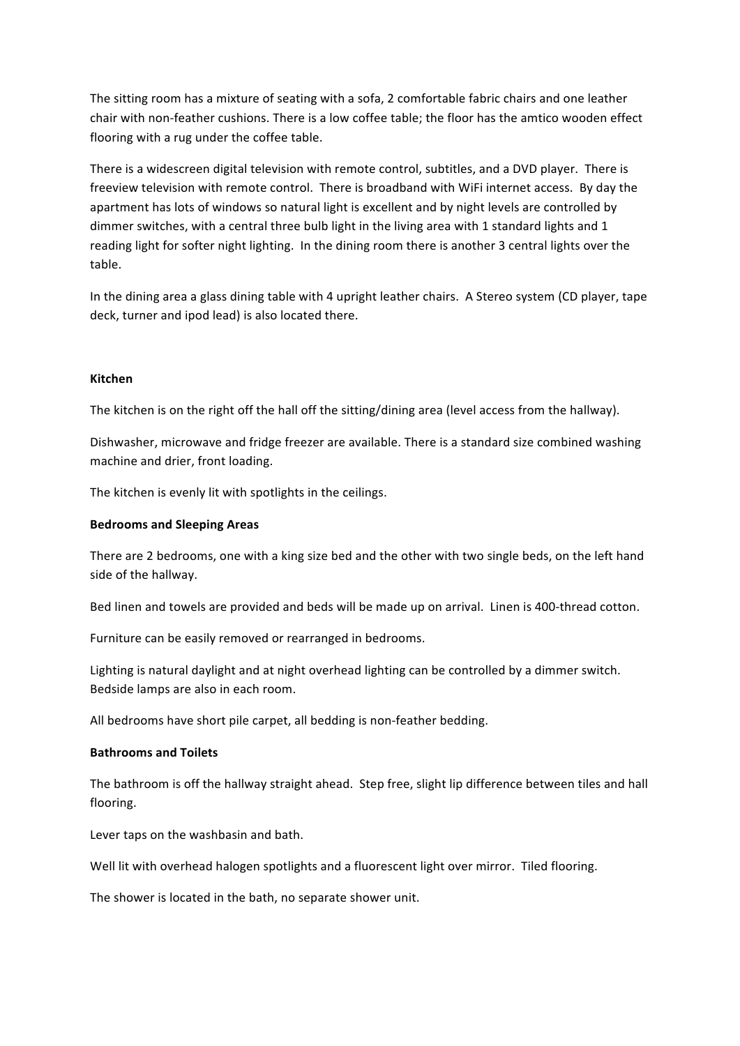The sitting room has a mixture of seating with a sofa, 2 comfortable fabric chairs and one leather chair with non-feather cushions. There is a low coffee table; the floor has the amtico wooden effect flooring with a rug under the coffee table.

There is a widescreen digital television with remote control, subtitles, and a DVD player. There is freeview television with remote control. There is broadband with WiFi internet access. By day the apartment has lots of windows so natural light is excellent and by night levels are controlled by dimmer switches, with a central three bulb light in the living area with 1 standard lights and 1 reading light for softer night lighting. In the dining room there is another 3 central lights over the table.

In the dining area a glass dining table with 4 upright leather chairs. A Stereo system (CD player, tape deck, turner and ipod lead) is also located there.

**Kitchen**

The kitchen is on the right off the hall off the sitting/dining area (level access from the hallway).

Dishwasher, microwave and fridge freezer are available. There is a standard size combined washing machine and drier, front loading.

The kitchen is evenly lit with spotlights in the ceilings.

**Bedrooms and Sleeping Areas**

There are 2 bedrooms, one with a king size bed and the other with two single beds, on the left hand side of the hallway.

Bed linen and towels are provided and beds will be made up on arrival. Linen is 400-thread cotton.

Furniture can be easily removed or rearranged in bedrooms.

Lighting is natural daylight and at night overhead lighting can be controlled by a dimmer switch. Bedside lamps are also in each room.

All bedrooms have short pile carpet, all bedding is non-feather bedding.

**Bathrooms and Toilets**

The bathroom is off the hallway straight ahead. Step free, slight lip difference between tiles and hall flooring.

Lever taps on the washbasin and bath.

Well lit with overhead halogen spotlights and a fluorescent light over mirror. Tiled flooring.

The shower is located in the bath, no separate shower unit.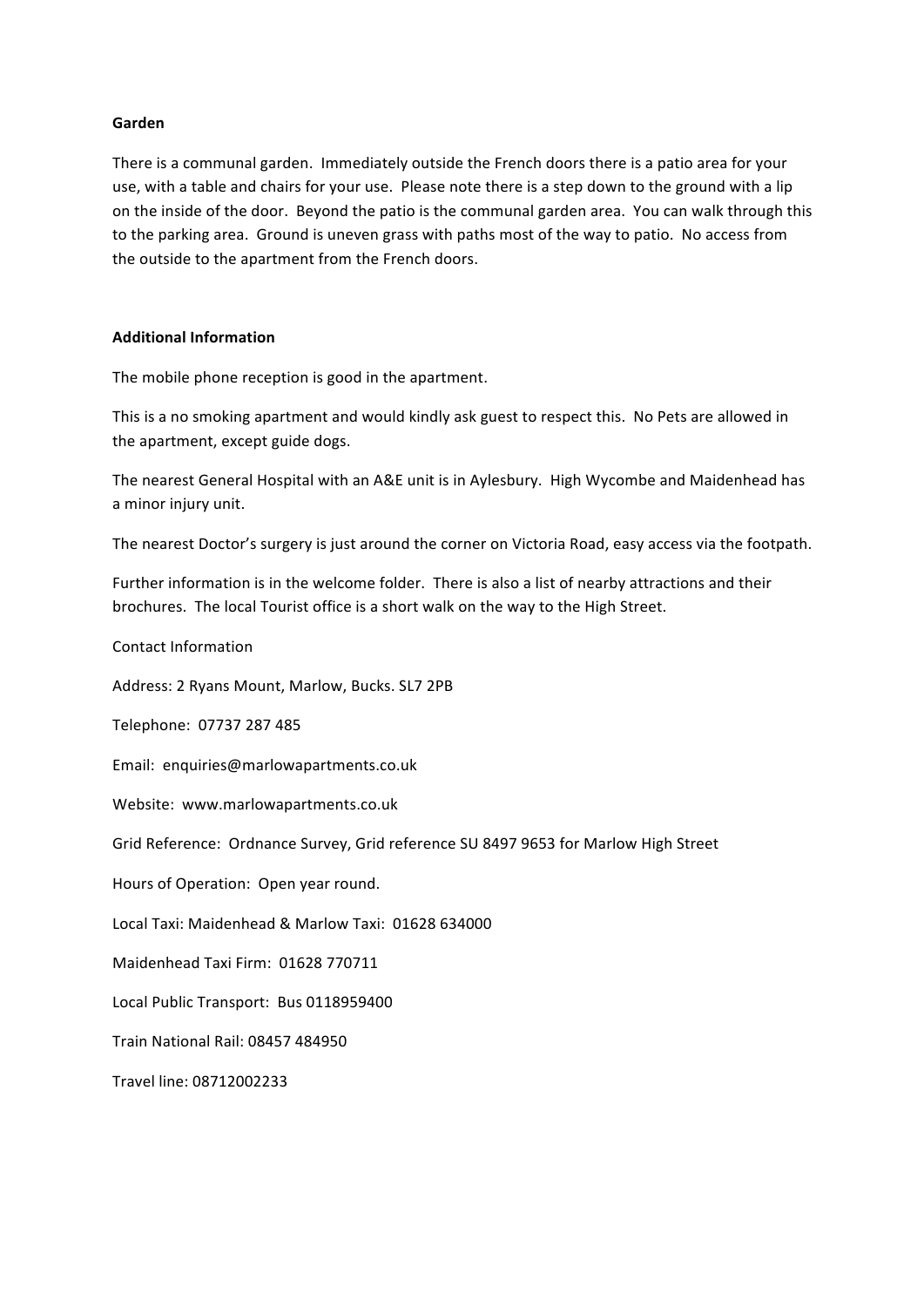**Garden**

There is a communal garden. Immediately outside the French doors there is a patio area for your use, with a table and chairs for your use. Please note there is a step down to the ground with a lip on the inside of the door. Beyond the patio is the communal garden area. You can walk through this to the parking area. Ground is uneven grass with paths most of the way to patio. No access from the outside to the apartment from the French doors.

**Additional Information**

The mobile phone reception is good in the apartment.

This is a no smoking apartment and would kindly ask guest to respect this. No Pets are allowed in the apartment, except guide dogs.

The nearest General Hospital with an A&E unit is in Aylesbury. High Wycombe and Maidenhead has a minor injury unit.

The nearest Doctor's surgery is just around the corner on Victoria Road, easy access via the footpath.

Further information is in the welcome folder. There is also a list of nearby attractions and their brochures. The local Tourist office is a short walk on the way to the High Street.

Contact Information

Address: 2 Ryans Mount, Marlow, Bucks. SL7 2PB

Telephone: 07737 287 485

Email: enquiries@marlowapartments.co.uk

Website: www.marlowapartments.co.uk

Grid Reference: Ordnance Survey, Grid reference SU 8497 9653 for Marlow High Street

Hours of Operation: Open year round.

Local Taxi: Maidenhead & Marlow Taxi: 01628 634000

Maidenhead Taxi Firm: 01628 770711

Local Public Transport: Bus 0118959400

Train National Rail: 08457 484950

Travel line: 08712002233